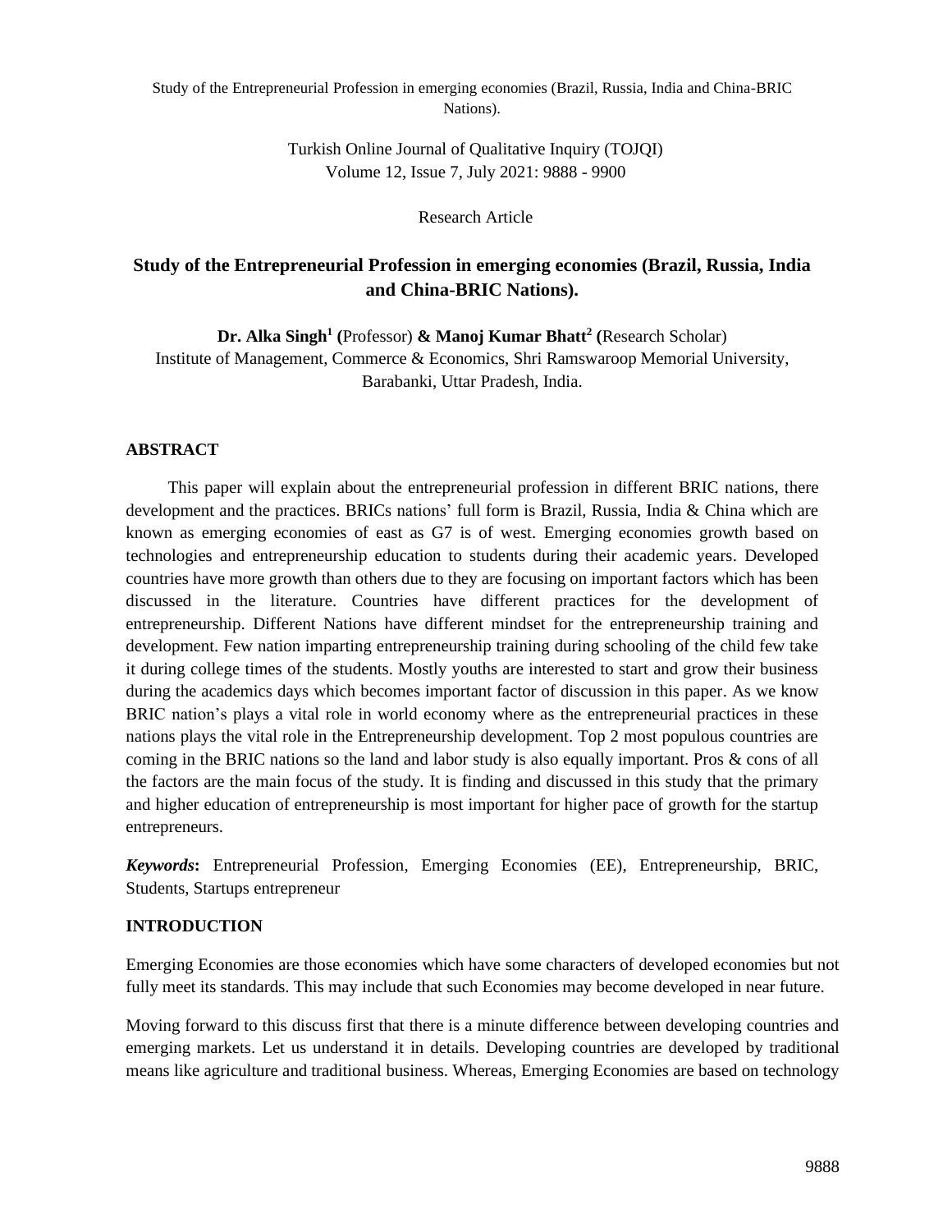Research Article

# Study of the Entrepreneurial Profession in emerging economies (Brazil, Russia, India and China-BRIC Nations).

**Dr. Alka Singh[1] (**Professor) **& Manoj Kumar Bhatt[2] (**Research Scholar)

Institute of Management, Commerce & Economics, Shri Ramswaroop Memorial University, Barabanki, Uttar Pradesh, India.

## ABSTRACT

This paper will explain about the entrepreneurial profession in different BRIC nations, there development and the practices. BRICs nations' full form is Brazil, Russia, India & China which are known as emerging economies of east as G7 is of west. Emerging economies growth based on technologies and entrepreneurship education to students during their academic years. Developed countries have more growth than others due to they are focusing on important factors which has been discussed in the literature. Countries have different practices for the development of entrepreneurship. Different Nations have different mindset for the entrepreneurship training and development. Few nation imparting entrepreneurship training during schooling of the child few take it during college times of the students. Mostly youths are interested to start and grow their business during the academics days which becomes important factor of discussion in this paper. As we know BRIC nation's plays a vital role in world economy where as the entrepreneurial practices in these nations plays the vital role in the Entrepreneurship development. Top 2 most populous countries are coming in the BRIC nations so the land and labor study is also equally important. Pros & cons of all the factors are the main focus of the study. It is finding and discussed in this study that the primary and higher education of entrepreneurship is most important for higher pace of growth for the startup entrepreneurs.

***Keywords*:** Entrepreneurial Profession, Emerging Economies (EE), Entrepreneurship, BRIC, Students, Startups entrepreneur

## INTRODUCTION

Emerging Economies are those economies which have some characters of developed economies but not fully meet its standards. This may include that such Economies may become developed in near future.

Moving forward to this discuss first that there is a minute difference between developing countries and emerging markets. Let us understand it in details. Developing countries are developed by traditional means like agriculture and traditional business. Whereas, Emerging Economies are based on technology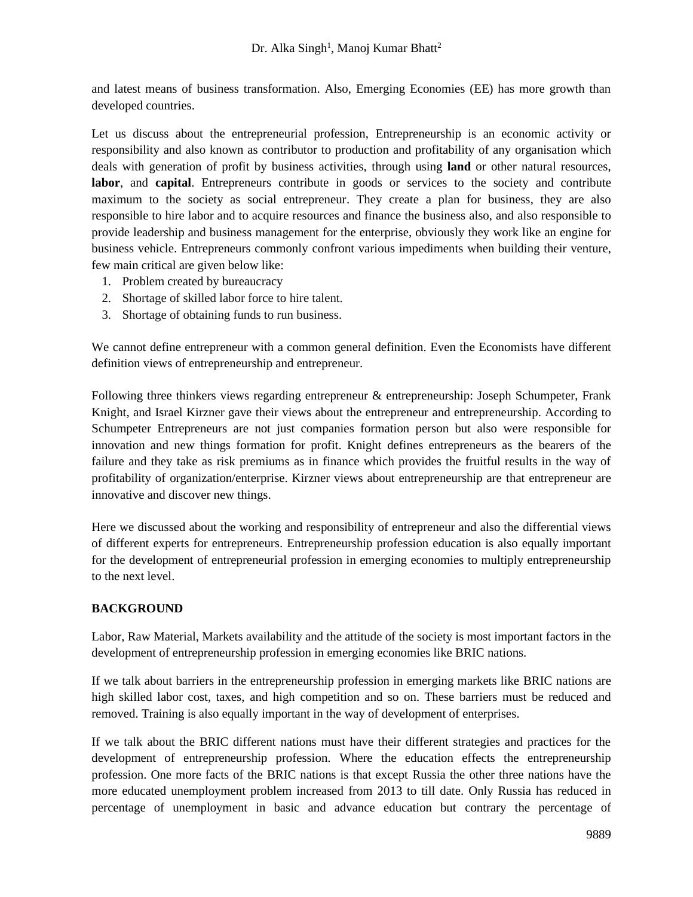and latest means of business transformation. Also, Emerging Economies (EE) has more growth than developed countries.

Let us discuss about the entrepreneurial profession, Entrepreneurship is an economic activity or responsibility and also known as contributor to production and profitability of any organisation which deals with generation of profit by business activities, through using **land** or other natural resources, **labor**, and **capital**. Entrepreneurs contribute in goods or services to the society and contribute maximum to the society as social entrepreneur. They create a plan for business, they are also responsible to hire labor and to acquire resources and finance the business also, and also responsible to provide leadership and business management for the enterprise, obviously they work like an engine for business vehicle. Entrepreneurs commonly confront various impediments when building their venture, few main critical are given below like:

1. Problem created by bureaucracy
2. Shortage of skilled labor force to hire talent.
3. Shortage of obtaining funds to run business.

We cannot define entrepreneur with a common general definition. Even the Economists have different definition views of entrepreneurship and entrepreneur.

Following three thinkers views regarding entrepreneur & entrepreneurship: Joseph Schumpeter, Frank Knight, and Israel Kirzner gave their views about the entrepreneur and entrepreneurship. According to Schumpeter Entrepreneurs are not just companies formation person but also were responsible for innovation and new things formation for profit. Knight defines entrepreneurs as the bearers of the failure and they take as risk premiums as in finance which provides the fruitful results in the way of profitability of organization/enterprise. Kirzner views about entrepreneurship are that entrepreneur are innovative and discover new things.

Here we discussed about the working and responsibility of entrepreneur and also the differential views of different experts for entrepreneurs. Entrepreneurship profession education is also equally important for the development of entrepreneurial profession in emerging economies to multiply entrepreneurship to the next level.

## BACKGROUND

Labor, Raw Material, Markets availability and the attitude of the society is most important factors in the development of entrepreneurship profession in emerging economies like BRIC nations.

If we talk about barriers in the entrepreneurship profession in emerging markets like BRIC nations are high skilled labor cost, taxes, and high competition and so on. These barriers must be reduced and removed. Training is also equally important in the way of development of enterprises.

If we talk about the BRIC different nations must have their different strategies and practices for the development of entrepreneurship profession. Where the education effects the entrepreneurship profession. One more facts of the BRIC nations is that except Russia the other three nations have the more educated unemployment problem increased from 2013 to till date. Only Russia has reduced in percentage of unemployment in basic and advance education but contrary the percentage of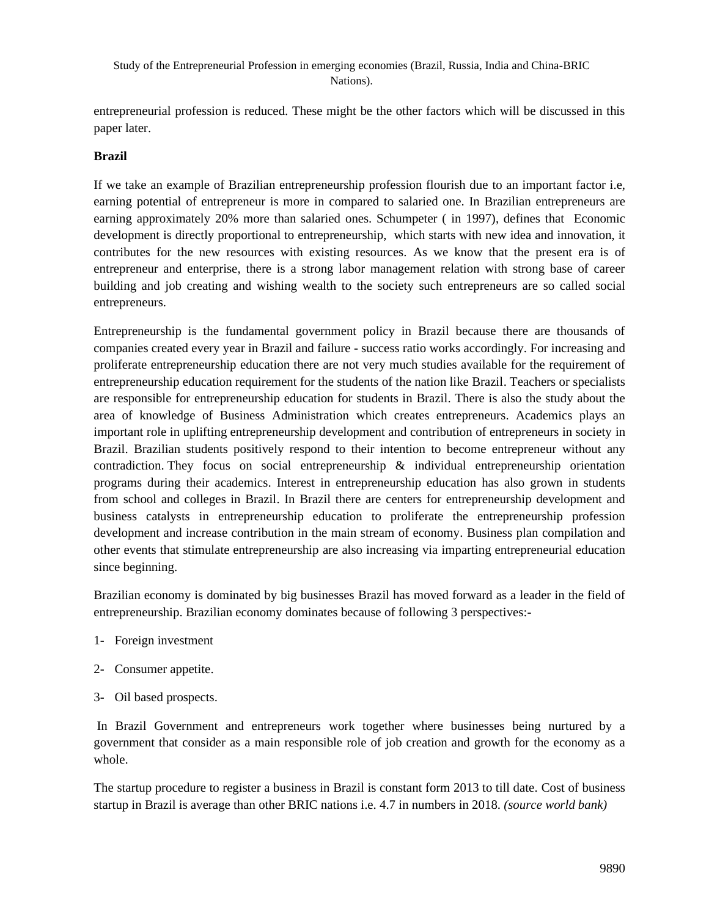entrepreneurial profession is reduced. These might be the other factors which will be discussed in this paper later.

**Brazil**

If we take an example of Brazilian entrepreneurship profession flourish due to an important factor i.e, earning potential of entrepreneur is more in compared to salaried one. In Brazilian entrepreneurs are earning approximately 20% more than salaried ones. Schumpeter ( in 1997), defines that Economic development is directly proportional to entrepreneurship, which starts with new idea and innovation, it contributes for the new resources with existing resources. As we know that the present era is of entrepreneur and enterprise, there is a strong labor management relation with strong base of career building and job creating and wishing wealth to the society such entrepreneurs are so called social entrepreneurs.

Entrepreneurship is the fundamental government policy in Brazil because there are thousands of companies created every year in Brazil and failure - success ratio works accordingly. For increasing and proliferate entrepreneurship education there are not very much studies available for the requirement of entrepreneurship education requirement for the students of the nation like Brazil. Teachers or specialists are responsible for entrepreneurship education for students in Brazil. There is also the study about the area of knowledge of Business Administration which creates entrepreneurs. Academics plays an important role in uplifting entrepreneurship development and contribution of entrepreneurs in society in Brazil. Brazilian students positively respond to their intention to become entrepreneur without any contradiction. They focus on social entrepreneurship & individual entrepreneurship orientation programs during their academics. Interest in entrepreneurship education has also grown in students from school and colleges in Brazil. In Brazil there are centers for entrepreneurship development and business catalysts in entrepreneurship education to proliferate the entrepreneurship profession development and increase contribution in the main stream of economy. Business plan compilation and other events that stimulate entrepreneurship are also increasing via imparting entrepreneurial education since beginning.

Brazilian economy is dominated by big businesses Brazil has moved forward as a leader in the field of entrepreneurship. Brazilian economy dominates because of following 3 perspectives:-

1- Foreign investment

2- Consumer appetite.

3- Oil based prospects.

In Brazil Government and entrepreneurs work together where businesses being nurtured by a government that consider as a main responsible role of job creation and growth for the economy as a whole.

The startup procedure to register a business in Brazil is constant form 2013 to till date. Cost of business startup in Brazil is average than other BRIC nations i.e. 4.7 in numbers in 2018. *(source world bank)*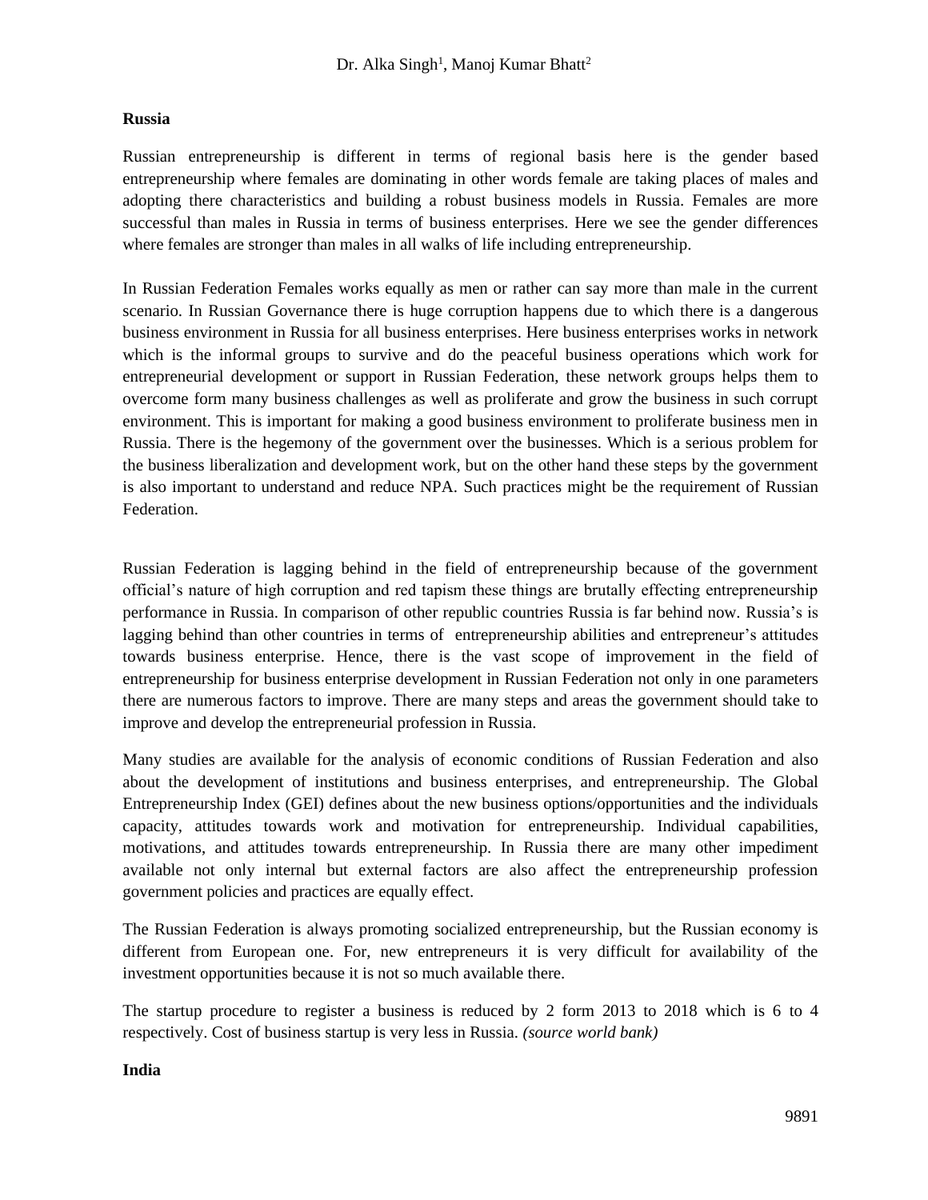**Russia**

Russian entrepreneurship is different in terms of regional basis here is the gender based entrepreneurship where females are dominating in other words female are taking places of males and adopting there characteristics and building a robust business models in Russia. Females are more successful than males in Russia in terms of business enterprises. Here we see the gender differences where females are stronger than males in all walks of life including entrepreneurship.

In Russian Federation Females works equally as men or rather can say more than male in the current scenario. In Russian Governance there is huge corruption happens due to which there is a dangerous business environment in Russia for all business enterprises. Here business enterprises works in network which is the informal groups to survive and do the peaceful business operations which work for entrepreneurial development or support in Russian Federation, these network groups helps them to overcome form many business challenges as well as proliferate and grow the business in such corrupt environment. This is important for making a good business environment to proliferate business men in Russia. There is the hegemony of the government over the businesses. Which is a serious problem for the business liberalization and development work, but on the other hand these steps by the government is also important to understand and reduce NPA. Such practices might be the requirement of Russian Federation.

Russian Federation is lagging behind in the field of entrepreneurship because of the government official's nature of high corruption and red tapism these things are brutally effecting entrepreneurship performance in Russia. In comparison of other republic countries Russia is far behind now. Russia's is lagging behind than other countries in terms of entrepreneurship abilities and entrepreneur's attitudes towards business enterprise. Hence, there is the vast scope of improvement in the field of entrepreneurship for business enterprise development in Russian Federation not only in one parameters there are numerous factors to improve. There are many steps and areas the government should take to improve and develop the entrepreneurial profession in Russia.

Many studies are available for the analysis of economic conditions of Russian Federation and also about the development of institutions and business enterprises, and entrepreneurship. The Global Entrepreneurship Index (GEI) defines about the new business options/opportunities and the individuals capacity, attitudes towards work and motivation for entrepreneurship. Individual capabilities, motivations, and attitudes towards entrepreneurship. In Russia there are many other impediment available not only internal but external factors are also affect the entrepreneurship profession government policies and practices are equally effect.

The Russian Federation is always promoting socialized entrepreneurship, but the Russian economy is different from European one. For, new entrepreneurs it is very difficult for availability of the investment opportunities because it is not so much available there.

The startup procedure to register a business is reduced by 2 form 2013 to 2018 which is 6 to 4 respectively. Cost of business startup is very less in Russia. *(source world bank)*

**India**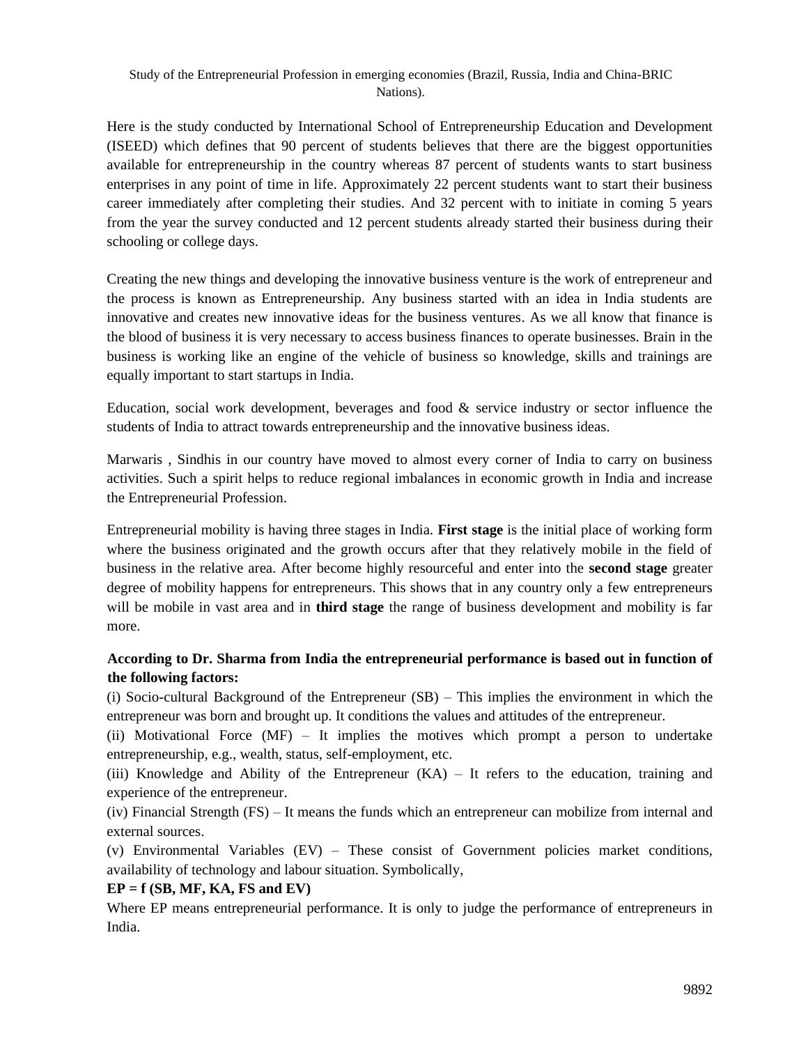Here is the study conducted by International School of Entrepreneurship Education and Development (ISEED) which defines that 90 percent of students believes that there are the biggest opportunities available for entrepreneurship in the country whereas 87 percent of students wants to start business enterprises in any point of time in life. Approximately 22 percent students want to start their business career immediately after completing their studies. And 32 percent with to initiate in coming 5 years from the year the survey conducted and 12 percent students already started their business during their schooling or college days.

Creating the new things and developing the innovative business venture is the work of entrepreneur and the process is known as Entrepreneurship. Any business started with an idea in India students are innovative and creates new innovative ideas for the business ventures. As we all know that finance is the blood of business it is very necessary to access business finances to operate businesses. Brain in the business is working like an engine of the vehicle of business so knowledge, skills and trainings are equally important to start startups in India.

Education, social work development, beverages and food & service industry or sector influence the students of India to attract towards entrepreneurship and the innovative business ideas.

Marwaris , Sindhis in our country have moved to almost every corner of India to carry on business activities. Such a spirit helps to reduce regional imbalances in economic growth in India and increase the Entrepreneurial Profession.

Entrepreneurial mobility is having three stages in India. **First stage** is the initial place of working form where the business originated and the growth occurs after that they relatively mobile in the field of business in the relative area. After become highly resourceful and enter into the **second stage** greater degree of mobility happens for entrepreneurs. This shows that in any country only a few entrepreneurs will be mobile in vast area and in **third stage** the range of business development and mobility is far more.

**According to Dr. Sharma from India the entrepreneurial performance is based out in function of the following factors:**

(i) Socio-cultural Background of the Entrepreneur (SB) – This implies the environment in which the entrepreneur was born and brought up. It conditions the values and attitudes of the entrepreneur.

(ii) Motivational Force (MF) – It implies the motives which prompt a person to undertake entrepreneurship, e.g., wealth, status, self-employment, etc.

(iii) Knowledge and Ability of the Entrepreneur (KA) – It refers to the education, training and experience of the entrepreneur.

(iv) Financial Strength (FS) – It means the funds which an entrepreneur can mobilize from internal and external sources.

(v) Environmental Variables (EV) – These consist of Government policies market conditions, availability of technology and labour situation. Symbolically,

**EP = f (SB, MF, KA, FS and EV)**

Where EP means entrepreneurial performance. It is only to judge the performance of entrepreneurs in India.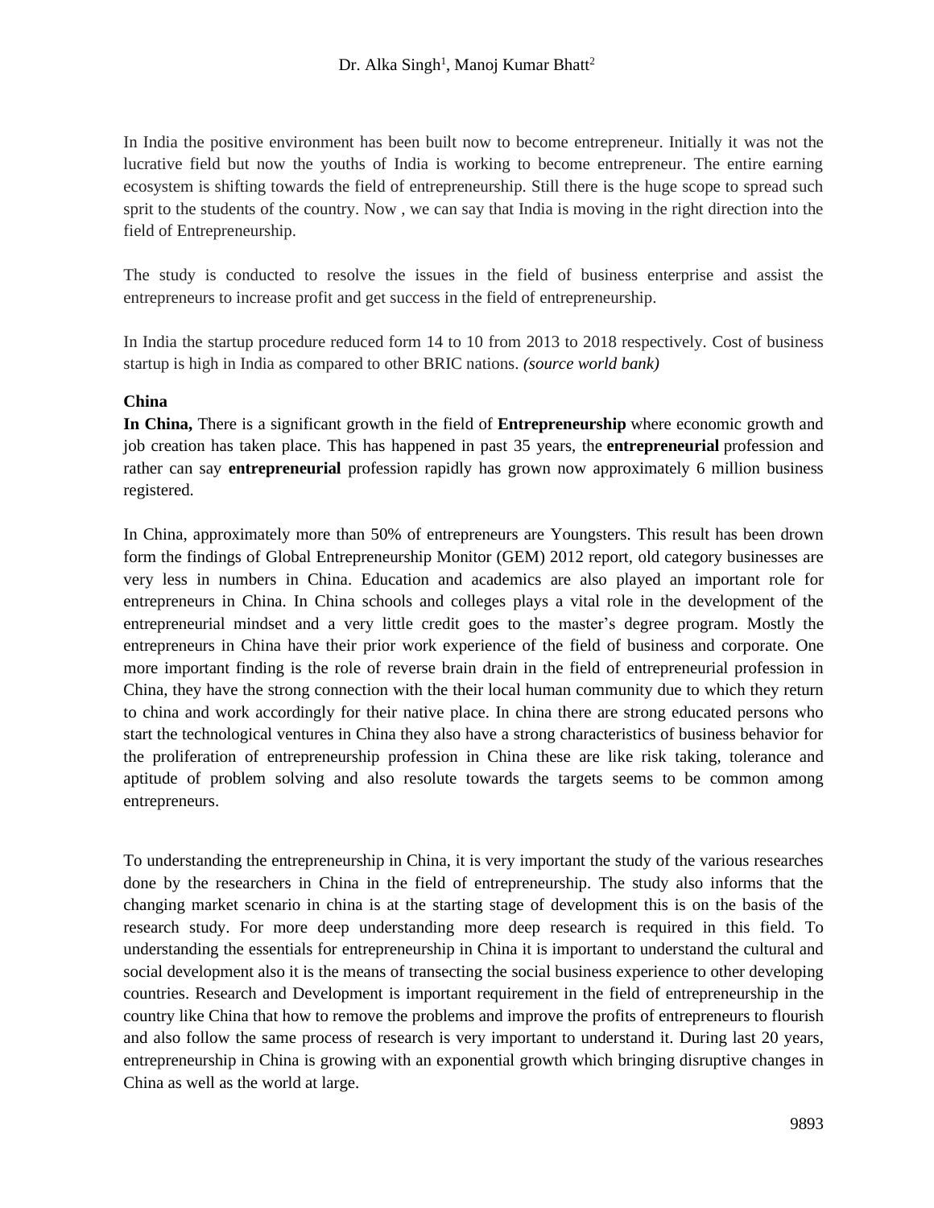In India the positive environment has been built now to become entrepreneur. Initially it was not the lucrative field but now the youths of India is working to become entrepreneur. The entire earning ecosystem is shifting towards the field of entrepreneurship. Still there is the huge scope to spread such sprit to the students of the country. Now , we can say that India is moving in the right direction into the field of Entrepreneurship.

The study is conducted to resolve the issues in the field of business enterprise and assist the entrepreneurs to increase profit and get success in the field of entrepreneurship.

In India the startup procedure reduced form 14 to 10 from 2013 to 2018 respectively. Cost of business startup is high in India as compared to other BRIC nations. *(source world bank)*

**China**

**In China,** There is a significant growth in the field of **Entrepreneurship** where economic growth and job creation has taken place. This has happened in past 35 years, the **entrepreneurial** profession and rather can say **entrepreneurial** profession rapidly has grown now approximately 6 million business registered.

In China, approximately more than 50% of entrepreneurs are Youngsters. This result has been drown form the findings of Global Entrepreneurship Monitor (GEM) 2012 report, old category businesses are very less in numbers in China. Education and academics are also played an important role for entrepreneurs in China. In China schools and colleges plays a vital role in the development of the entrepreneurial mindset and a very little credit goes to the master's degree program. Mostly the entrepreneurs in China have their prior work experience of the field of business and corporate. One more important finding is the role of reverse brain drain in the field of entrepreneurial profession in China, they have the strong connection with the their local human community due to which they return to china and work accordingly for their native place. In china there are strong educated persons who start the technological ventures in China they also have a strong characteristics of business behavior for the proliferation of entrepreneurship profession in China these are like risk taking, tolerance and aptitude of problem solving and also resolute towards the targets seems to be common among entrepreneurs.

To understanding the entrepreneurship in China, it is very important the study of the various researches done by the researchers in China in the field of entrepreneurship. The study also informs that the changing market scenario in china is at the starting stage of development this is on the basis of the research study. For more deep understanding more deep research is required in this field. To understanding the essentials for entrepreneurship in China it is important to understand the cultural and social development also it is the means of transecting the social business experience to other developing countries. Research and Development is important requirement in the field of entrepreneurship in the country like China that how to remove the problems and improve the profits of entrepreneurs to flourish and also follow the same process of research is very important to understand it. During last 20 years, entrepreneurship in China is growing with an exponential growth which bringing disruptive changes in China as well as the world at large.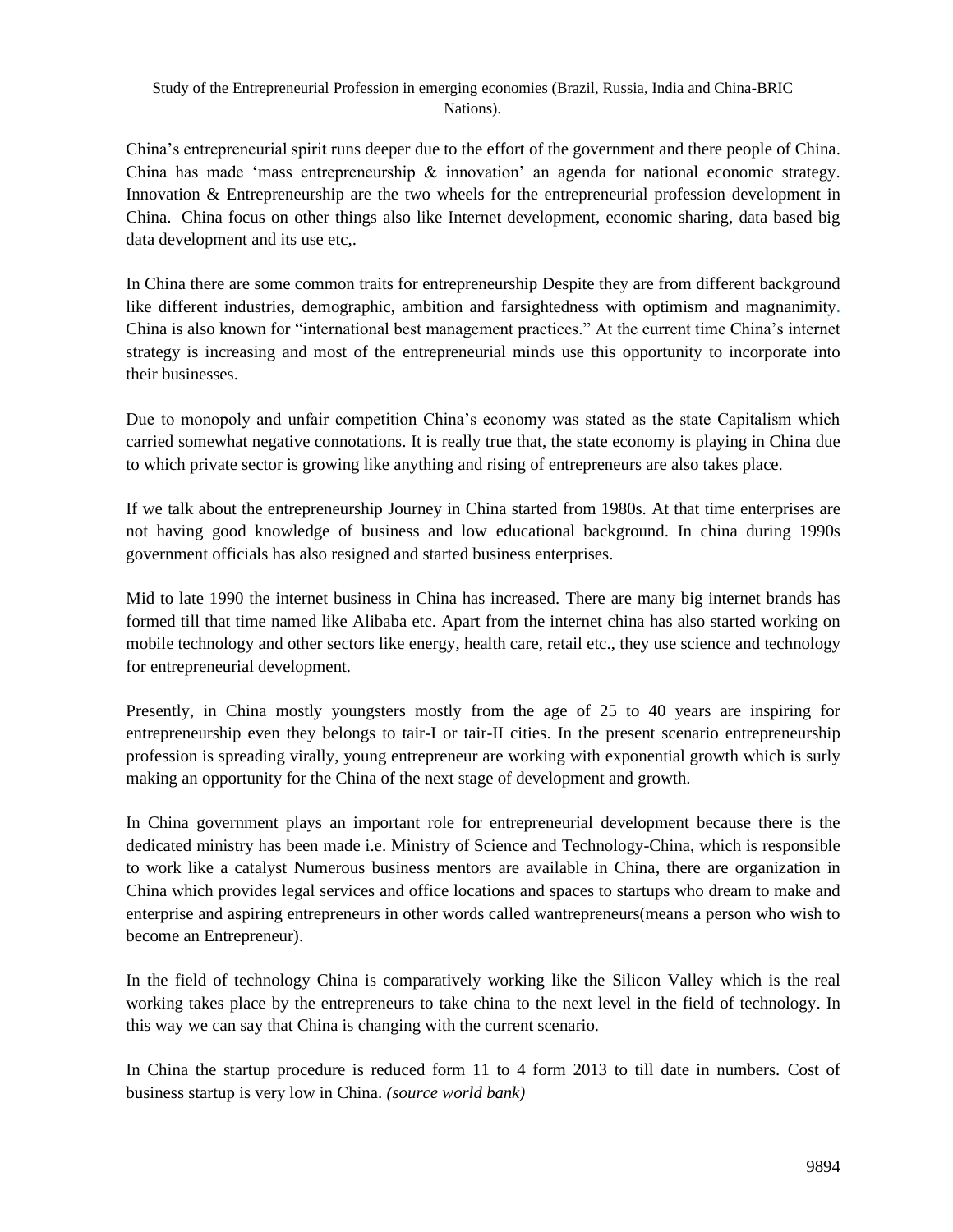China's entrepreneurial spirit runs deeper due to the effort of the government and there people of China. China has made 'mass entrepreneurship & innovation' an agenda for national economic strategy. Innovation & Entrepreneurship are the two wheels for the entrepreneurial profession development in China. China focus on other things also like Internet development, economic sharing, data based big data development and its use etc,.

In China there are some common traits for entrepreneurship Despite they are from different background like different industries, demographic, ambition and farsightedness with optimism and magnanimity. China is also known for "international best management practices." At the current time China's internet strategy is increasing and most of the entrepreneurial minds use this opportunity to incorporate into their businesses.

Due to monopoly and unfair competition China's economy was stated as the state Capitalism which carried somewhat negative connotations. It is really true that, the state economy is playing in China due to which private sector is growing like anything and rising of entrepreneurs are also takes place.

If we talk about the entrepreneurship Journey in China started from 1980s. At that time enterprises are not having good knowledge of business and low educational background. In china during 1990s government officials has also resigned and started business enterprises.

Mid to late 1990 the internet business in China has increased. There are many big internet brands has formed till that time named like Alibaba etc. Apart from the internet china has also started working on mobile technology and other sectors like energy, health care, retail etc., they use science and technology for entrepreneurial development.

Presently, in China mostly youngsters mostly from the age of 25 to 40 years are inspiring for entrepreneurship even they belongs to tair-I or tair-II cities. In the present scenario entrepreneurship profession is spreading virally, young entrepreneur are working with exponential growth which is surly making an opportunity for the China of the next stage of development and growth.

In China government plays an important role for entrepreneurial development because there is the dedicated ministry has been made i.e. Ministry of Science and Technology-China, which is responsible to work like a catalyst Numerous business mentors are available in China, there are organization in China which provides legal services and office locations and spaces to startups who dream to make and enterprise and aspiring entrepreneurs in other words called wantrepreneurs(means a person who wish to become an Entrepreneur).

In the field of technology China is comparatively working like the Silicon Valley which is the real working takes place by the entrepreneurs to take china to the next level in the field of technology. In this way we can say that China is changing with the current scenario.

In China the startup procedure is reduced form 11 to 4 form 2013 to till date in numbers. Cost of business startup is very low in China. *(source world bank)*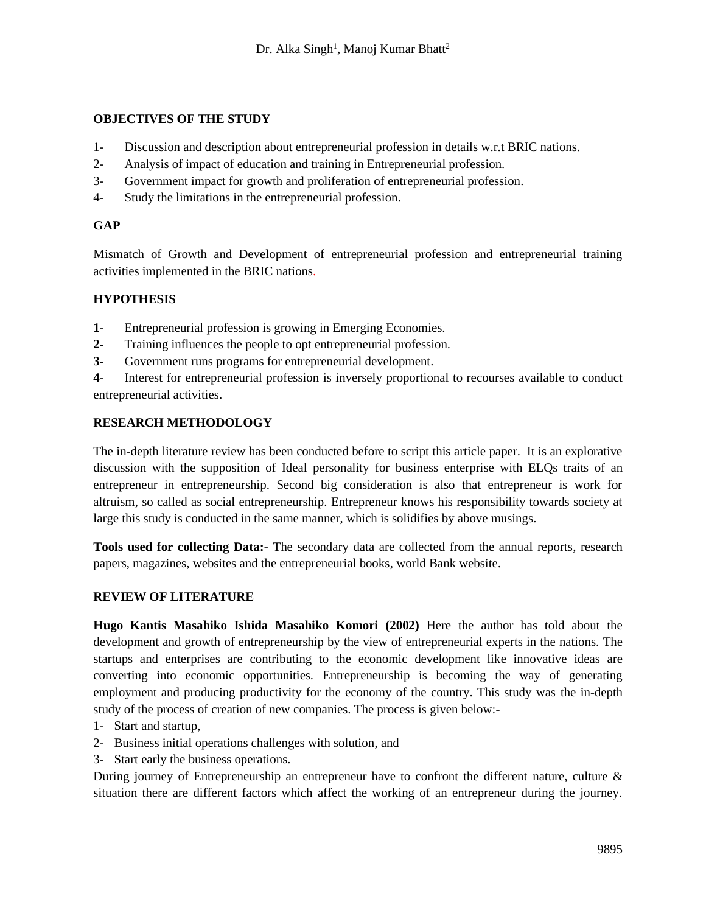**OBJECTIVES OF THE STUDY**

1- Discussion and description about entrepreneurial profession in details w.r.t BRIC nations.
2- Analysis of impact of education and training in Entrepreneurial profession.
3- Government impact for growth and proliferation of entrepreneurial profession.
4- Study the limitations in the entrepreneurial profession.

**GAP**

Mismatch of Growth and Development of entrepreneurial profession and entrepreneurial training activities implemented in the BRIC nations.

**HYPOTHESIS**

**1-** Entrepreneurial profession is growing in Emerging Economies.
**2-** Training influences the people to opt entrepreneurial profession.
**3-** Government runs programs for entrepreneurial development.
**4-** Interest for entrepreneurial profession is inversely proportional to recourses available to conduct entrepreneurial activities.

**RESEARCH METHODOLOGY**

The in-depth literature review has been conducted before to script this article paper. It is an explorative discussion with the supposition of Ideal personality for business enterprise with ELQs traits of an entrepreneur in entrepreneurship. Second big consideration is also that entrepreneur is work for altruism, so called as social entrepreneurship. Entrepreneur knows his responsibility towards society at large this study is conducted in the same manner, which is solidifies by above musings.

**Tools used for collecting Data:-** The secondary data are collected from the annual reports, research papers, magazines, websites and the entrepreneurial books, world Bank website.

**REVIEW OF LITERATURE**

**Hugo Kantis Masahiko Ishida Masahiko Komori (2002)** Here the author has told about the development and growth of entrepreneurship by the view of entrepreneurial experts in the nations. The startups and enterprises are contributing to the economic development like innovative ideas are converting into economic opportunities. Entrepreneurship is becoming the way of generating employment and producing productivity for the economy of the country. This study was the in-depth study of the process of creation of new companies. The process is given below:-

1- Start and startup,
2- Business initial operations challenges with solution, and
3- Start early the business operations.

During journey of Entrepreneurship an entrepreneur have to confront the different nature, culture & situation there are different factors which affect the working of an entrepreneur during the journey.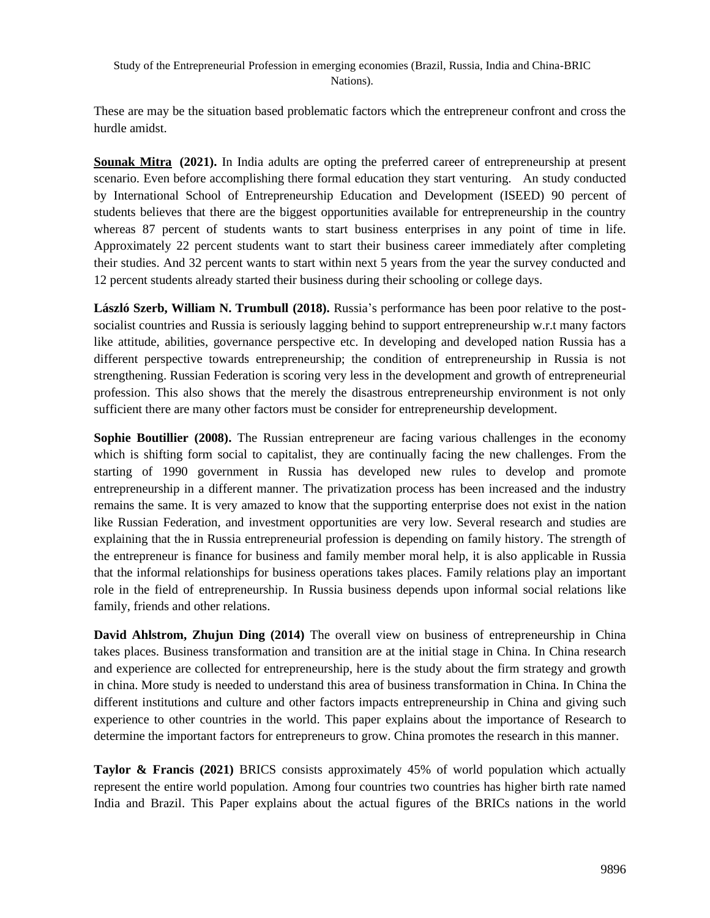These are may be the situation based problematic factors which the entrepreneur confront and cross the hurdle amidst.

**Sounak Mitra (2021).** In India adults are opting the preferred career of entrepreneurship at present scenario. Even before accomplishing there formal education they start venturing. An study conducted by International School of Entrepreneurship Education and Development (ISEED) 90 percent of students believes that there are the biggest opportunities available for entrepreneurship in the country whereas 87 percent of students wants to start business enterprises in any point of time in life. Approximately 22 percent students want to start their business career immediately after completing their studies. And 32 percent wants to start within next 5 years from the year the survey conducted and 12 percent students already started their business during their schooling or college days.

**László Szerb, William N. Trumbull (2018).** Russia's performance has been poor relative to the post-socialist countries and Russia is seriously lagging behind to support entrepreneurship w.r.t many factors like attitude, abilities, governance perspective etc. In developing and developed nation Russia has a different perspective towards entrepreneurship; the condition of entrepreneurship in Russia is not strengthening. Russian Federation is scoring very less in the development and growth of entrepreneurial profession. This also shows that the merely the disastrous entrepreneurship environment is not only sufficient there are many other factors must be consider for entrepreneurship development.

**Sophie Boutillier (2008).** The Russian entrepreneur are facing various challenges in the economy which is shifting form social to capitalist, they are continually facing the new challenges. From the starting of 1990 government in Russia has developed new rules to develop and promote entrepreneurship in a different manner. The privatization process has been increased and the industry remains the same. It is very amazed to know that the supporting enterprise does not exist in the nation like Russian Federation, and investment opportunities are very low. Several research and studies are explaining that the in Russia entrepreneurial profession is depending on family history. The strength of the entrepreneur is finance for business and family member moral help, it is also applicable in Russia that the informal relationships for business operations takes places. Family relations play an important role in the field of entrepreneurship. In Russia business depends upon informal social relations like family, friends and other relations.

**David Ahlstrom, Zhujun Ding (2014)** The overall view on business of entrepreneurship in China takes places. Business transformation and transition are at the initial stage in China. In China research and experience are collected for entrepreneurship, here is the study about the firm strategy and growth in china. More study is needed to understand this area of business transformation in China. In China the different institutions and culture and other factors impacts entrepreneurship in China and giving such experience to other countries in the world. This paper explains about the importance of Research to determine the important factors for entrepreneurs to grow. China promotes the research in this manner.

**Taylor & Francis (2021)** BRICS consists approximately 45% of world population which actually represent the entire world population. Among four countries two countries has higher birth rate named India and Brazil. This Paper explains about the actual figures of the BRICs nations in the world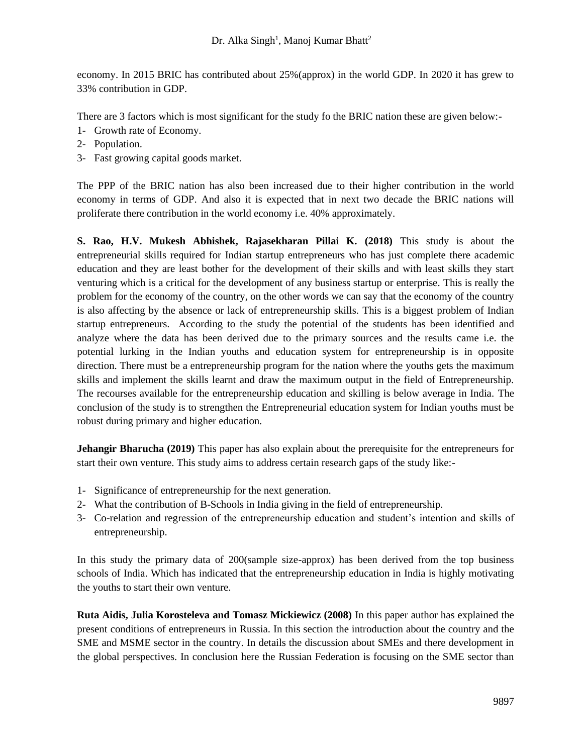economy. In 2015 BRIC has contributed about 25%(approx) in the world GDP. In 2020 it has grew to 33% contribution in GDP.

There are 3 factors which is most significant for the study fo the BRIC nation these are given below:-

1- Growth rate of Economy.
2- Population.
3- Fast growing capital goods market.

The PPP of the BRIC nation has also been increased due to their higher contribution in the world economy in terms of GDP. And also it is expected that in next two decade the BRIC nations will proliferate there contribution in the world economy i.e. 40% approximately.

**S. Rao, H.V. Mukesh Abhishek, Rajasekharan Pillai K. (2018)** This study is about the entrepreneurial skills required for Indian startup entrepreneurs who has just complete there academic education and they are least bother for the development of their skills and with least skills they start venturing which is a critical for the development of any business startup or enterprise. This is really the problem for the economy of the country, on the other words we can say that the economy of the country is also affecting by the absence or lack of entrepreneurship skills. This is a biggest problem of Indian startup entrepreneurs. According to the study the potential of the students has been identified and analyze where the data has been derived due to the primary sources and the results came i.e. the potential lurking in the Indian youths and education system for entrepreneurship is in opposite direction. There must be a entrepreneurship program for the nation where the youths gets the maximum skills and implement the skills learnt and draw the maximum output in the field of Entrepreneurship. The recourses available for the entrepreneurship education and skilling is below average in India. The conclusion of the study is to strengthen the Entrepreneurial education system for Indian youths must be robust during primary and higher education.

**Jehangir Bharucha (2019)** This paper has also explain about the prerequisite for the entrepreneurs for start their own venture. This study aims to address certain research gaps of the study like:-

1- Significance of entrepreneurship for the next generation.
2- What the contribution of B-Schools in India giving in the field of entrepreneurship.
3- Co-relation and regression of the entrepreneurship education and student's intention and skills of entrepreneurship.

In this study the primary data of 200(sample size-approx) has been derived from the top business schools of India. Which has indicated that the entrepreneurship education in India is highly motivating the youths to start their own venture.

**Ruta Aidis, Julia Korosteleva and Tomasz Mickiewicz (2008)** In this paper author has explained the present conditions of entrepreneurs in Russia. In this section the introduction about the country and the SME and MSME sector in the country. In details the discussion about SMEs and there development in the global perspectives. In conclusion here the Russian Federation is focusing on the SME sector than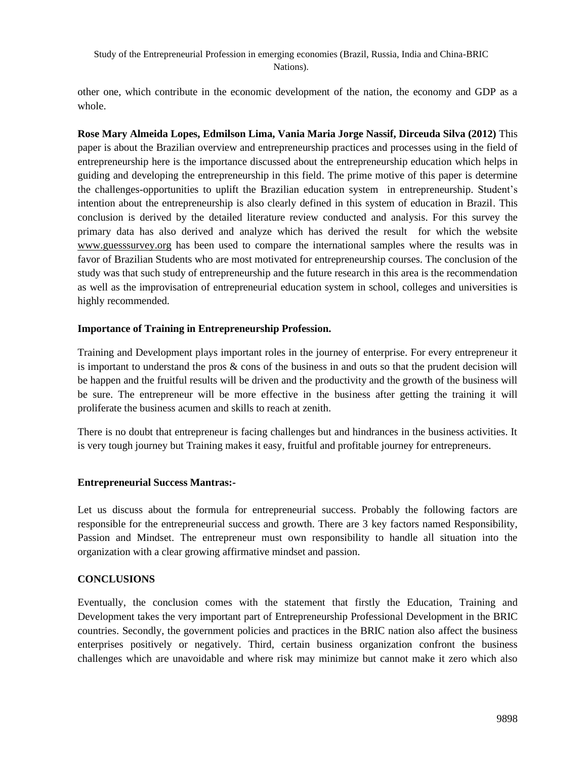other one, which contribute in the economic development of the nation, the economy and GDP as a whole.

**Rose Mary Almeida Lopes, Edmilson Lima, Vania Maria Jorge Nassif, Dirceuda Silva (2012)** This paper is about the Brazilian overview and entrepreneurship practices and processes using in the field of entrepreneurship here is the importance discussed about the entrepreneurship education which helps in guiding and developing the entrepreneurship in this field. The prime motive of this paper is determine the challenges-opportunities to uplift the Brazilian education system in entrepreneurship. Student's intention about the entrepreneurship is also clearly defined in this system of education in Brazil. This conclusion is derived by the detailed literature review conducted and analysis. For this survey the primary data has also derived and analyze which has derived the result for which the website www.guesssurvey.org has been used to compare the international samples where the results was in favor of Brazilian Students who are most motivated for entrepreneurship courses. The conclusion of the study was that such study of entrepreneurship and the future research in this area is the recommendation as well as the improvisation of entrepreneurial education system in school, colleges and universities is highly recommended.

**Importance of Training in Entrepreneurship Profession.**

Training and Development plays important roles in the journey of enterprise. For every entrepreneur it is important to understand the pros & cons of the business in and outs so that the prudent decision will be happen and the fruitful results will be driven and the productivity and the growth of the business will be sure. The entrepreneur will be more effective in the business after getting the training it will proliferate the business acumen and skills to reach at zenith.

There is no doubt that entrepreneur is facing challenges but and hindrances in the business activities. It is very tough journey but Training makes it easy, fruitful and profitable journey for entrepreneurs.

**Entrepreneurial Success Mantras:-**

Let us discuss about the formula for entrepreneurial success. Probably the following factors are responsible for the entrepreneurial success and growth. There are 3 key factors named Responsibility, Passion and Mindset. The entrepreneur must own responsibility to handle all situation into the organization with a clear growing affirmative mindset and passion.

**CONCLUSIONS**

Eventually, the conclusion comes with the statement that firstly the Education, Training and Development takes the very important part of Entrepreneurship Professional Development in the BRIC countries. Secondly, the government policies and practices in the BRIC nation also affect the business enterprises positively or negatively. Third, certain business organization confront the business challenges which are unavoidable and where risk may minimize but cannot make it zero which also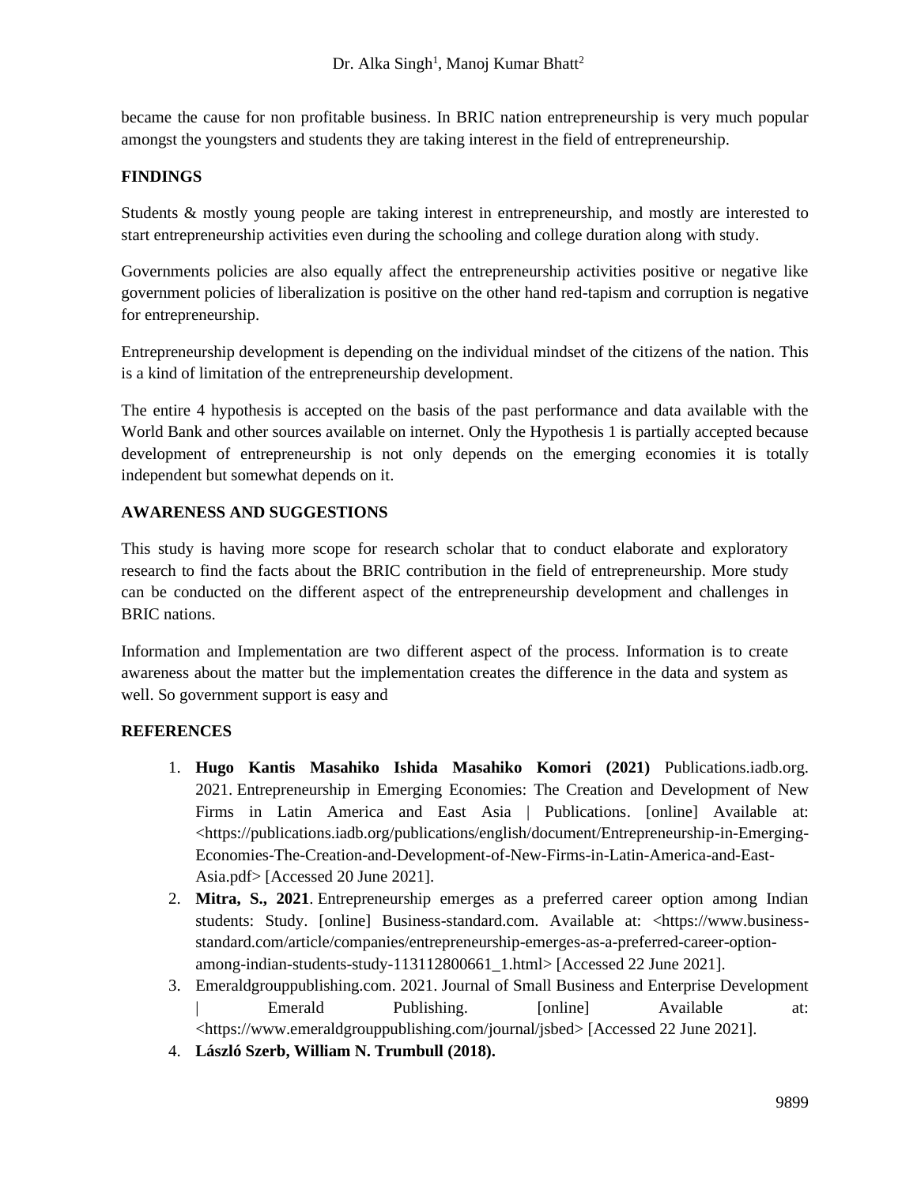became the cause for non profitable business. In BRIC nation entrepreneurship is very much popular amongst the youngsters and students they are taking interest in the field of entrepreneurship.

## FINDINGS

Students & mostly young people are taking interest in entrepreneurship, and mostly are interested to start entrepreneurship activities even during the schooling and college duration along with study.

Governments policies are also equally affect the entrepreneurship activities positive or negative like government policies of liberalization is positive on the other hand red-tapism and corruption is negative for entrepreneurship.

Entrepreneurship development is depending on the individual mindset of the citizens of the nation. This is a kind of limitation of the entrepreneurship development.

The entire 4 hypothesis is accepted on the basis of the past performance and data available with the World Bank and other sources available on internet. Only the Hypothesis 1 is partially accepted because development of entrepreneurship is not only depends on the emerging economies it is totally independent but somewhat depends on it.

## AWARENESS AND SUGGESTIONS

This study is having more scope for research scholar that to conduct elaborate and exploratory research to find the facts about the BRIC contribution in the field of entrepreneurship. More study can be conducted on the different aspect of the entrepreneurship development and challenges in BRIC nations.

Information and Implementation are two different aspect of the process. Information is to create awareness about the matter but the implementation creates the difference in the data and system as well. So government support is easy and

## REFERENCES

1. **Hugo Kantis Masahiko Ishida Masahiko Komori (2021)** Publications.iadb.org. 2021. Entrepreneurship in Emerging Economies: The Creation and Development of New Firms in Latin America and East Asia | Publications. [online] Available at: <https://publications.iadb.org/publications/english/document/Entrepreneurship-in-Emerging-Economies-The-Creation-and-Development-of-New-Firms-in-Latin-America-and-East-Asia.pdf> [Accessed 20 June 2021].
2. **Mitra, S., 2021**. Entrepreneurship emerges as a preferred career option among Indian students: Study. [online] Business-standard.com. Available at: <https://www.business-standard.com/article/companies/entrepreneurship-emerges-as-a-preferred-career-option-among-indian-students-study-113112800661_1.html> [Accessed 22 June 2021].
3. Emeraldgrouppublishing.com. 2021. Journal of Small Business and Enterprise Development | Emerald Publishing. [online] Available at: <https://www.emeraldgrouppublishing.com/journal/jsbed> [Accessed 22 June 2021].
4. **László Szerb, William N. Trumbull (2018).**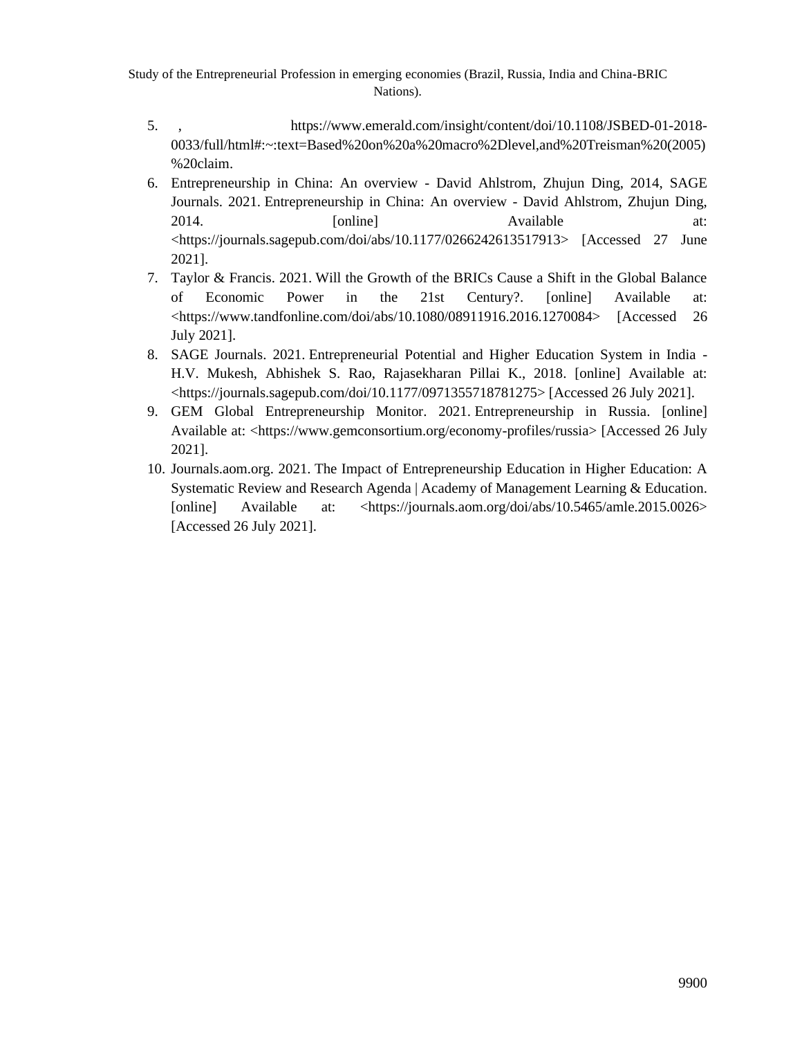5. , https://www.emerald.com/insight/content/doi/10.1108/JSBED-01-2018-0033/full/html#:~:text=Based%20on%20a%20macro%2Dlevel,and%20Treisman%20(2005)%20claim.
6. Entrepreneurship in China: An overview - David Ahlstrom, Zhujun Ding, 2014, SAGE Journals. 2021. Entrepreneurship in China: An overview - David Ahlstrom, Zhujun Ding, 2014. [online] Available at: <https://journals.sagepub.com/doi/abs/10.1177/0266242613517913> [Accessed 27 June 2021].
7. Taylor & Francis. 2021. Will the Growth of the BRICs Cause a Shift in the Global Balance of Economic Power in the 21st Century?. [online] Available at: <https://www.tandfonline.com/doi/abs/10.1080/08911916.2016.1270084> [Accessed 26 July 2021].
8. SAGE Journals. 2021. Entrepreneurial Potential and Higher Education System in India - H.V. Mukesh, Abhishek S. Rao, Rajasekharan Pillai K., 2018. [online] Available at: <https://journals.sagepub.com/doi/10.1177/0971355718781275> [Accessed 26 July 2021].
9. GEM Global Entrepreneurship Monitor. 2021. Entrepreneurship in Russia. [online] Available at: <https://www.gemconsortium.org/economy-profiles/russia> [Accessed 26 July 2021].
10. Journals.aom.org. 2021. The Impact of Entrepreneurship Education in Higher Education: A Systematic Review and Research Agenda | Academy of Management Learning & Education. [online] Available at: <https://journals.aom.org/doi/abs/10.5465/amle.2015.0026> [Accessed 26 July 2021].